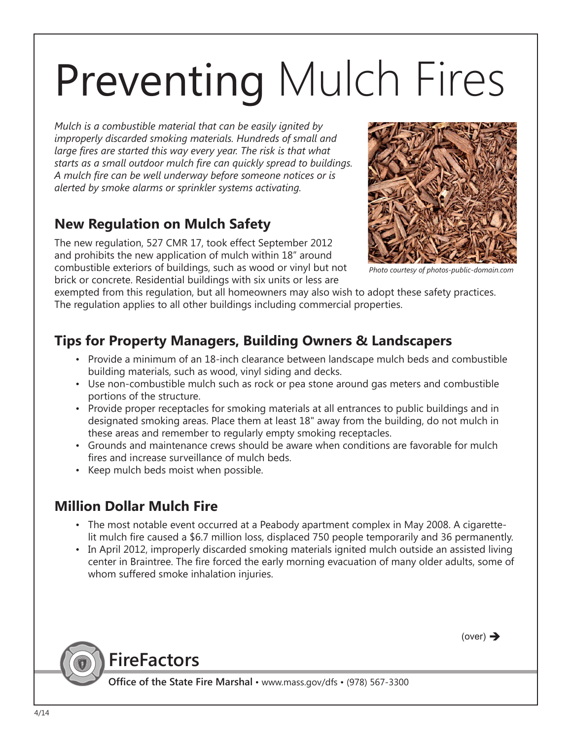# Preventing Mulch Fires

*Mulch is a combustible material that can be easily ignited by improperly discarded smoking materials. Hundreds of small and large fires are started this way every year. The risk is that what starts as a small outdoor mulch fire can quickly spread to buildings. A mulch fire can be well underway before someone notices or is alerted by smoke alarms or sprinkler systems activating.*

*Photo courtesy of photos-public-domain.com*

## New Regulation on Mulch Safety

The new regulation, 527 CMR 17, took effect September 2012 and prohibits the new application of mulch within 18" around combustible exteriors of buildings, such as wood or vinyl but not brick or concrete. Residential buildings with six units or less are exempted from this regulation, but all homeowners may also wish to adopt these safety practices. The regulation applies to all other buildings including commercial properties.

## Tips for Property Managers, Building Owners & Landscapers

- Provide a minimum of an 18-inch clearance between landscape mulch beds and combustible building materials, such as wood, vinyl siding and decks.
- Use non-combustible mulch such as rock or pea stone around gas meters and combustible portions of the structure.
- Provide proper receptacles for smoking materials at all entrances to public buildings and in designated smoking areas. Place them at least 18" away from the building, do not mulch in these areas and remember to regularly empty smoking receptacles.
- Grounds and maintenance crews should be aware when conditions are favorable for mulch fires and increase surveillance of mulch beds.
- Keep mulch beds moist when possible.

## Million Dollar Mulch Fire

- The most notable event occurred at a Peabody apartment complex in May 2008. A cigarette-lit mulch fire caused a $6.7 million loss, displaced 750 people temporarily and 36 permanently.
- In April 2012, improperly discarded smoking materials ignited mulch outside an assisted living center in Braintree. The fire forced the early morning evacuation of many older adults, some of whom suffered smoke inhalation injuries.

(over) ➔

**FireFactors**

**Office of the State Fire Marshal** • www.mass.gov/dfs • (978) 567-3300

4/14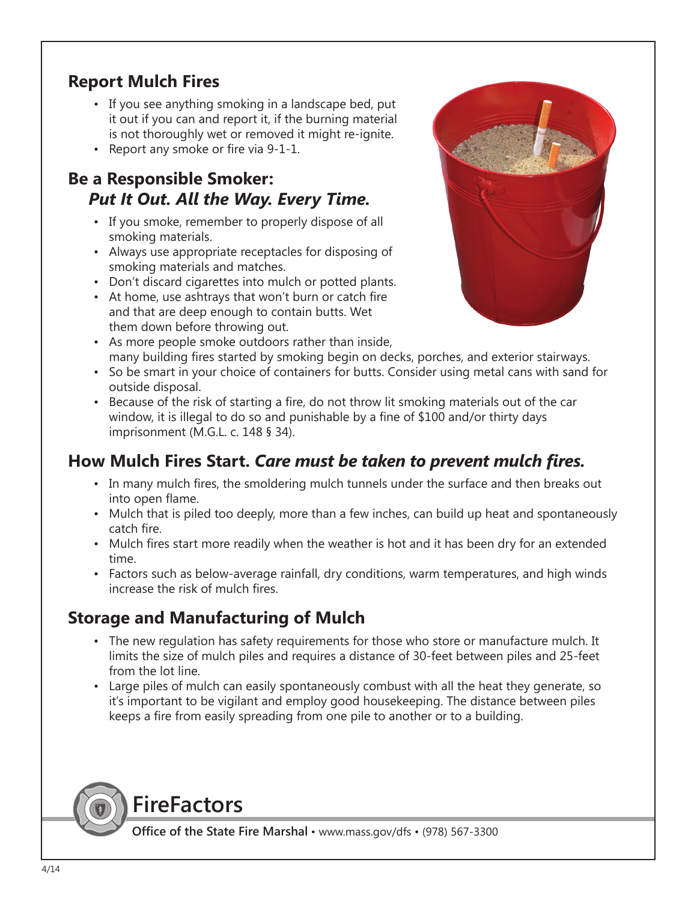## Report Mulch Fires

- If you see anything smoking in a landscape bed, put it out if you can and report it, if the burning material is not thoroughly wet or removed it might re-ignite.
- Report any smoke or fire via 9-1-1.

## Be a Responsible Smoker: *Put It Out. All the Way. Every Time.*

- If you smoke, remember to properly dispose of all smoking materials.
- Always use appropriate receptacles for disposing of smoking materials and matches.
- Don't discard cigarettes into mulch or potted plants.
- At home, use ashtrays that won't burn or catch fire and that are deep enough to contain butts. Wet them down before throwing out.
- As more people smoke outdoors rather than inside, many building fires started by smoking begin on decks, porches, and exterior stairways.
- So be smart in your choice of containers for butts. Consider using metal cans with sand for outside disposal.
- Because of the risk of starting a fire, do not throw lit smoking materials out of the car window, it is illegal to do so and punishable by a fine of $100 and/or thirty days imprisonment (M.G.L. c. 148 § 34).

## How Mulch Fires Start. *Care must be taken to prevent mulch fires.*

- In many mulch fires, the smoldering mulch tunnels under the surface and then breaks out into open flame.
- Mulch that is piled too deeply, more than a few inches, can build up heat and spontaneously catch fire.
- Mulch fires start more readily when the weather is hot and it has been dry for an extended time.
- Factors such as below-average rainfall, dry conditions, warm temperatures, and high winds increase the risk of mulch fires.

## Storage and Manufacturing of Mulch

- The new regulation has safety requirements for those who store or manufacture mulch. It limits the size of mulch piles and requires a distance of 30-feet between piles and 25-feet from the lot line.
- Large piles of mulch can easily spontaneously combust with all the heat they generate, so it's important to be vigilant and employ good housekeeping. The distance between piles keeps a fire from easily spreading from one pile to another or to a building.

**FireFactors**

**Office of the State Fire Marshal** • www.mass.gov/dfs • (978) 567-3300

4/14